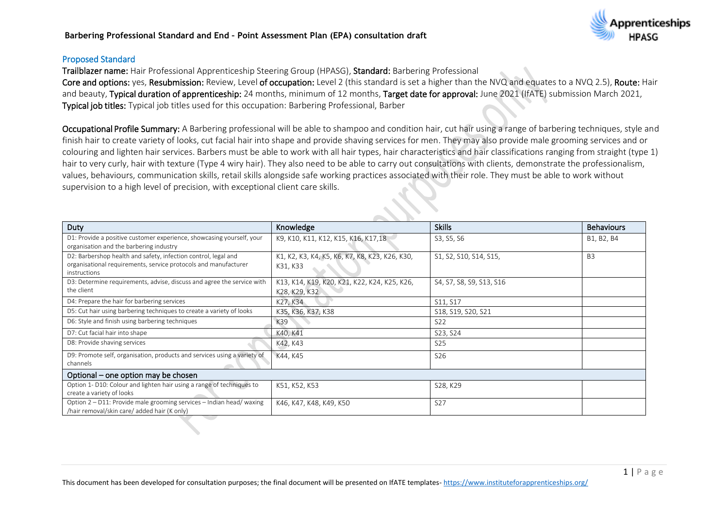## Proposed Standard

**Trailblazer name:** Hair Professional Apprenticeship Steering Group (HPASG), **Standard:** Barbering Professional
**Core and options:** yes, **Resubmission:** Review, Level **of occupation:** Level 2 (this standard is set a higher than the NVQ and equates to a NVQ 2.5), **Route:** Hair and beauty, **Typical duration of apprenticeship:** 24 months, minimum of 12 months, **Target date for approval:** June 2021 (IfATE) submission March 2021,
**Typical job titles:** Typical job titles used for this occupation: Barbering Professional, Barber

**Occupational Profile Summary:** A Barbering professional will be able to shampoo and condition hair, cut hair using a range of barbering techniques, style and finish hair to create variety of looks, cut facial hair into shape and provide shaving services for men. They may also provide male grooming services and or colouring and lighten hair services. Barbers must be able to work with all hair types, hair characteristics and hair classifications ranging from straight (type 1) hair to very curly, hair with texture (Type 4 wiry hair). They also need to be able to carry out consultations with clients, demonstrate the professionalism, values, behaviours, communication skills, retail skills alongside safe working practices associated with their role. They must be able to work without supervision to a high level of precision, with exceptional client care skills.

| Duty | Knowledge | Skills | Behaviours |
|---|---|---|---|
| D1: Provide a positive customer experience, showcasing yourself, your organisation and the barbering industry | K9, K10, K11, K12, K15, K16, K17,18 | S3, S5, S6 | B1, B2, B4 |
| D2: Barbershop health and safety, infection control, legal and organisational requirements, service protocols and manufacturer instructions | K1, K2, K3, K4, K5, K6, K7, K8, K23, K26, K30, K31, K33 | S1, S2, S10, S14, S15, | B3 |
| D3: Determine requirements, advise, discuss and agree the service with the client | K13, K14, K19, K20, K21, K22, K24, K25, K26, K28, K29, K32 | S4, S7, S8, S9, S13, S16 | |
| D4: Prepare the hair for barbering services | K27, K34 | S11, S17 | |
| D5: Cut hair using barbering techniques to create a variety of looks | K35, K36, K37, K38 | S18, S19, S20, S21 | |
| D6: Style and finish using barbering techniques | K39 | S22 | |
| D7: Cut facial hair into shape | K40, K41 | S23, S24 | |
| D8: Provide shaving services | K42, K43 | S25 | |
| D9: Promote self, organisation, products and services using a variety of channels | K44, K45 | S26 | |
| **Optional – one option may be chosen** | | | |
| Option 1- D10: Colour and lighten hair using a range of techniques to create a variety of looks | K51, K52, K53 | S28, K29 | |
| Option 2 – D11: Provide male grooming services – Indian head/ waxing /hair removal/skin care/ added hair (K only) | K46, K47, K48, K49, K50 | S27 | |

This document has been developed for consultation purposes; the final document will be presented on IfATE templates- https://www.instituteforapprenticeships.org/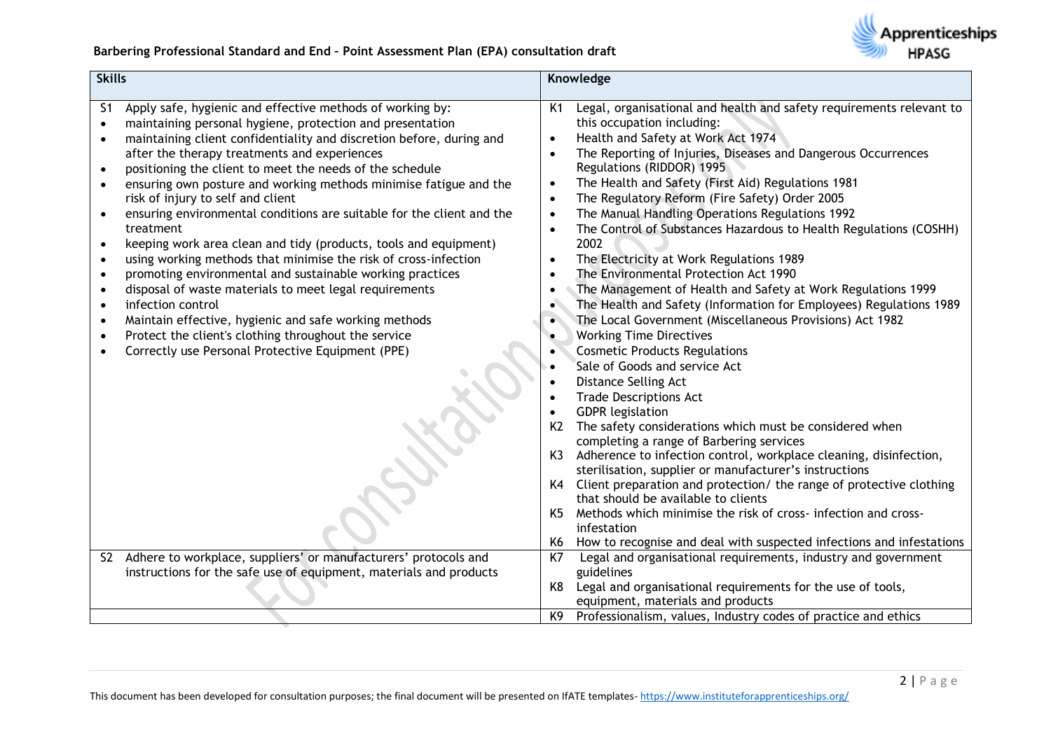| Skills | Knowledge |
|---|---|
| S1 Apply safe, hygienic and effective methods of working by:<br>• maintaining personal hygiene, protection and presentation<br>• maintaining client confidentiality and discretion before, during and after the therapy treatments and experiences<br>• positioning the client to meet the needs of the schedule<br>• ensuring own posture and working methods minimise fatigue and the risk of injury to self and client<br>• ensuring environmental conditions are suitable for the client and the treatment<br>• keeping work area clean and tidy (products, tools and equipment)<br>• using working methods that minimise the risk of cross-infection<br>• promoting environmental and sustainable working practices<br>• disposal of waste materials to meet legal requirements<br>• infection control<br>• Maintain effective, hygienic and safe working methods<br>• Protect the client's clothing throughout the service<br>• Correctly use Personal Protective Equipment (PPE) | K1 Legal, organisational and health and safety requirements relevant to this occupation including:<br>• Health and Safety at Work Act 1974<br>• The Reporting of Injuries, Diseases and Dangerous Occurrences Regulations (RIDDOR) 1995<br>• The Health and Safety (First Aid) Regulations 1981<br>• The Regulatory Reform (Fire Safety) Order 2005<br>• The Manual Handling Operations Regulations 1992<br>• The Control of Substances Hazardous to Health Regulations (COSHH) 2002<br>• The Electricity at Work Regulations 1989<br>• The Environmental Protection Act 1990<br>• The Management of Health and Safety at Work Regulations 1999<br>• The Health and Safety (Information for Employees) Regulations 1989<br>• The Local Government (Miscellaneous Provisions) Act 1982<br>• Working Time Directives<br>• Cosmetic Products Regulations<br>• Sale of Goods and service Act<br>• Distance Selling Act<br>• Trade Descriptions Act<br>• GDPR legislation<br>K2 The safety considerations which must be considered when completing a range of Barbering services<br>K3 Adherence to infection control, workplace cleaning, disinfection, sterilisation, supplier or manufacturer's instructions<br>K4 Client preparation and protection/ the range of protective clothing that should be available to clients<br>K5 Methods which minimise the risk of cross- infection and cross-infestation<br>K6 How to recognise and deal with suspected infections and infestations |
| S2 Adhere to workplace, suppliers' or manufacturers' protocols and instructions for the safe use of equipment, materials and products | K7 Legal and organisational requirements, industry and government guidelines<br>K8 Legal and organisational requirements for the use of tools, equipment, materials and products |
| | K9 Professionalism, values, Industry codes of practice and ethics |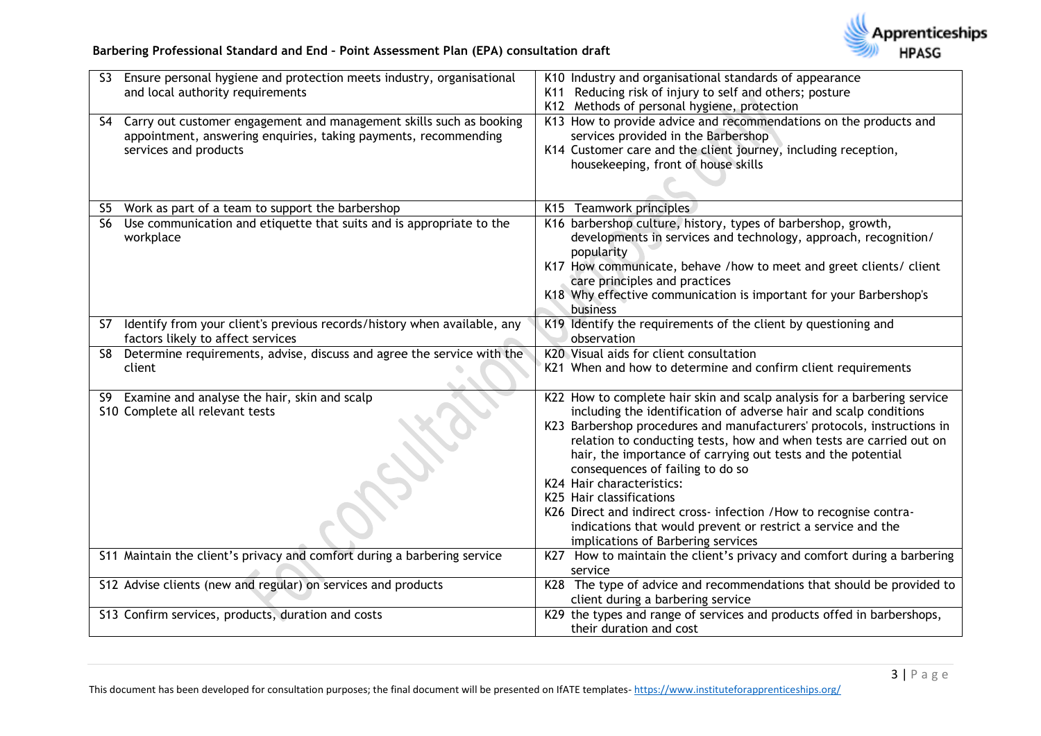| | |
|---|---|
| S3 Ensure personal hygiene and protection meets industry, organisational and local authority requirements | K10 Industry and organisational standards of appearance<br>K11 Reducing risk of injury to self and others; posture<br>K12 Methods of personal hygiene, protection |
| S4 Carry out customer engagement and management skills such as booking appointment, answering enquiries, taking payments, recommending services and products | K13 How to provide advice and recommendations on the products and services provided in the Barbershop<br>K14 Customer care and the client journey, including reception, housekeeping, front of house skills |
| S5 Work as part of a team to support the barbershop | K15 Teamwork principles |
| S6 Use communication and etiquette that suits and is appropriate to the workplace | K16 barbershop culture, history, types of barbershop, growth, developments in services and technology, approach, recognition/ popularity<br>K17 How communicate, behave /how to meet and greet clients/ client care principles and practices<br>K18 Why effective communication is important for your Barbershop's business |
| S7 Identify from your client's previous records/history when available, any factors likely to affect services | K19 Identify the requirements of the client by questioning and observation |
| S8 Determine requirements, advise, discuss and agree the service with the client | K20 Visual aids for client consultation<br>K21 When and how to determine and confirm client requirements |
| S9 Examine and analyse the hair, skin and scalp<br>S10 Complete all relevant tests | K22 How to complete hair skin and scalp analysis for a barbering service including the identification of adverse hair and scalp conditions<br>K23 Barbershop procedures and manufacturers' protocols, instructions in relation to conducting tests, how and when tests are carried out on hair, the importance of carrying out tests and the potential consequences of failing to do so<br>K24 Hair characteristics:<br>K25 Hair classifications<br>K26 Direct and indirect cross- infection /How to recognise contra-indications that would prevent or restrict a service and the implications of Barbering services |
| S11 Maintain the client's privacy and comfort during a barbering service | K27 How to maintain the client's privacy and comfort during a barbering service |
| S12 Advise clients (new and regular) on services and products | K28 The type of advice and recommendations that should be provided to client during a barbering service |
| S13 Confirm services, products, duration and costs | K29 the types and range of services and products offed in barbershops, their duration and cost |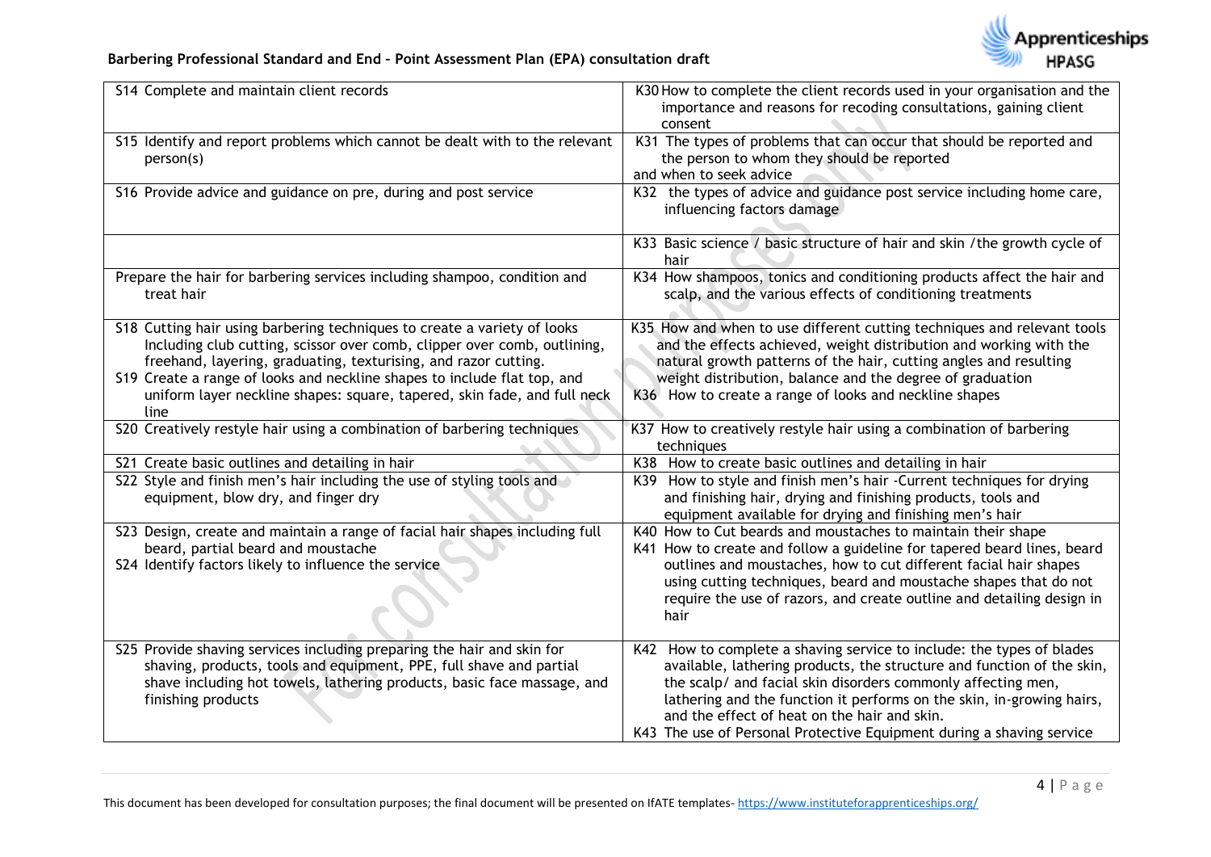| | |
|---|---|
| S14 Complete and maintain client records | K30 How to complete the client records used in your organisation and the importance and reasons for recoding consultations, gaining client consent |
| S15 Identify and report problems which cannot be dealt with to the relevant person(s) | K31 The types of problems that can occur that should be reported and the person to whom they should be reported and when to seek advice |
| S16 Provide advice and guidance on pre, during and post service | K32 the types of advice and guidance post service including home care, influencing factors damage |
| | K33 Basic science / basic structure of hair and skin /the growth cycle of hair |
| Prepare the hair for barbering services including shampoo, condition and treat hair | K34 How shampoos, tonics and conditioning products affect the hair and scalp, and the various effects of conditioning treatments |
| S18 Cutting hair using barbering techniques to create a variety of looks Including club cutting, scissor over comb, clipper over comb, outlining, freehand, layering, graduating, texturising, and razor cutting.<br>S19 Create a range of looks and neckline shapes to include flat top, and uniform layer neckline shapes: square, tapered, skin fade, and full neck line | K35 How and when to use different cutting techniques and relevant tools and the effects achieved, weight distribution and working with the natural growth patterns of the hair, cutting angles and resulting weight distribution, balance and the degree of graduation<br>K36 How to create a range of looks and neckline shapes |
| S20 Creatively restyle hair using a combination of barbering techniques | K37 How to creatively restyle hair using a combination of barbering techniques |
| S21 Create basic outlines and detailing in hair | K38 How to create basic outlines and detailing in hair |
| S22 Style and finish men's hair including the use of styling tools and equipment, blow dry, and finger dry | K39 How to style and finish men's hair -Current techniques for drying and finishing hair, drying and finishing products, tools and equipment available for drying and finishing men's hair |
| S23 Design, create and maintain a range of facial hair shapes including full beard, partial beard and moustache<br>S24 Identify factors likely to influence the service | K40 How to Cut beards and moustaches to maintain their shape<br>K41 How to create and follow a guideline for tapered beard lines, beard outlines and moustaches, how to cut different facial hair shapes using cutting techniques, beard and moustache shapes that do not require the use of razors, and create outline and detailing design in hair |
| S25 Provide shaving services including preparing the hair and skin for shaving, products, tools and equipment, PPE, full shave and partial shave including hot towels, lathering products, basic face massage, and finishing products | K42 How to complete a shaving service to include: the types of blades available, lathering products, the structure and function of the skin, the scalp/ and facial skin disorders commonly affecting men, lathering and the function it performs on the skin, in-growing hairs, and the effect of heat on the hair and skin.<br>K43 The use of Personal Protective Equipment during a shaving service |

This document has been developed for consultation purposes; the final document will be presented on IfATE templates- https://www.instituteforapprenticeships.org/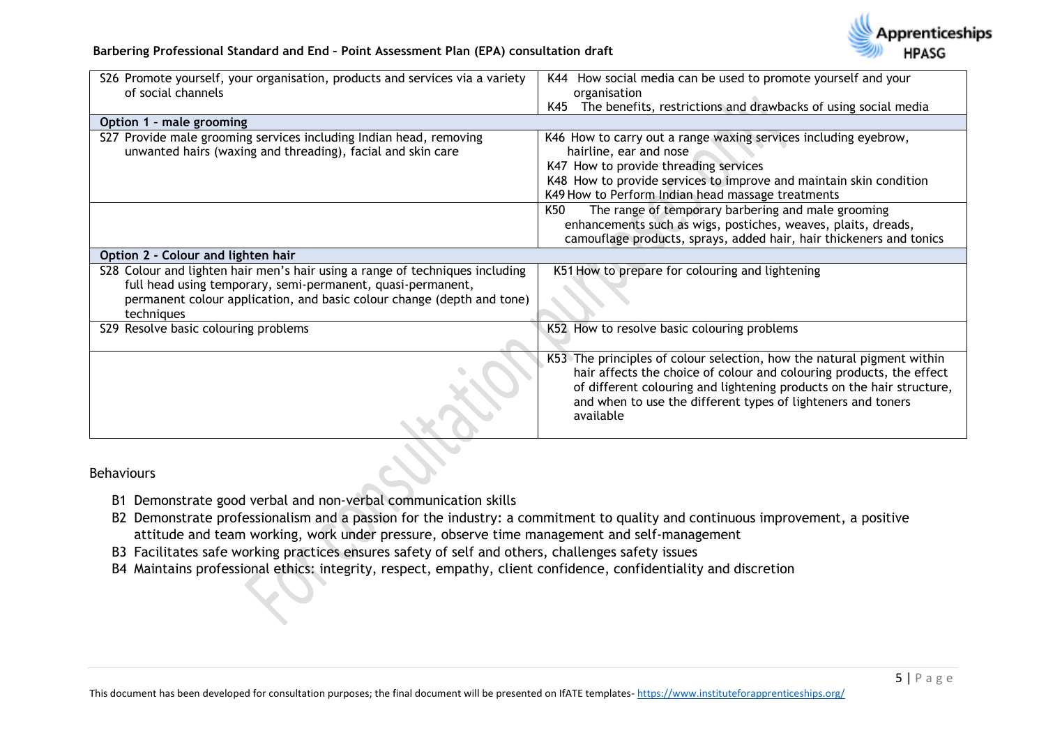| | |
|---|---|
| S26 Promote yourself, your organisation, products and services via a variety of social channels | K44 How social media can be used to promote yourself and your organisation<br>K45 The benefits, restrictions and drawbacks of using social media |
| **Option 1 – male grooming** | |
| S27 Provide male grooming services including Indian head, removing unwanted hairs (waxing and threading), facial and skin care | K46 How to carry out a range waxing services including eyebrow, hairline, ear and nose<br>K47 How to provide threading services<br>K48 How to provide services to improve and maintain skin condition<br>K49 How to Perform Indian head massage treatments |
| | K50 The range of temporary barbering and male grooming enhancements such as wigs, postiches, weaves, plaits, dreads, camouflage products, sprays, added hair, hair thickeners and tonics |
| **Option 2 - Colour and lighten hair** | |
| S28 Colour and lighten hair men's hair using a range of techniques including full head using temporary, semi-permanent, quasi-permanent, permanent colour application, and basic colour change (depth and tone) techniques | K51 How to prepare for colouring and lightening |
| S29 Resolve basic colouring problems | K52 How to resolve basic colouring problems |
| | K53 The principles of colour selection, how the natural pigment within hair affects the choice of colour and colouring products, the effect of different colouring and lightening products on the hair structure, and when to use the different types of lighteners and toners available |

Behaviours

- B1 Demonstrate good verbal and non-verbal communication skills
- B2 Demonstrate professionalism and a passion for the industry: a commitment to quality and continuous improvement, a positive attitude and team working, work under pressure, observe time management and self-management
- B3 Facilitates safe working practices ensures safety of self and others, challenges safety issues
- B4 Maintains professional ethics: integrity, respect, empathy, client confidence, confidentiality and discretion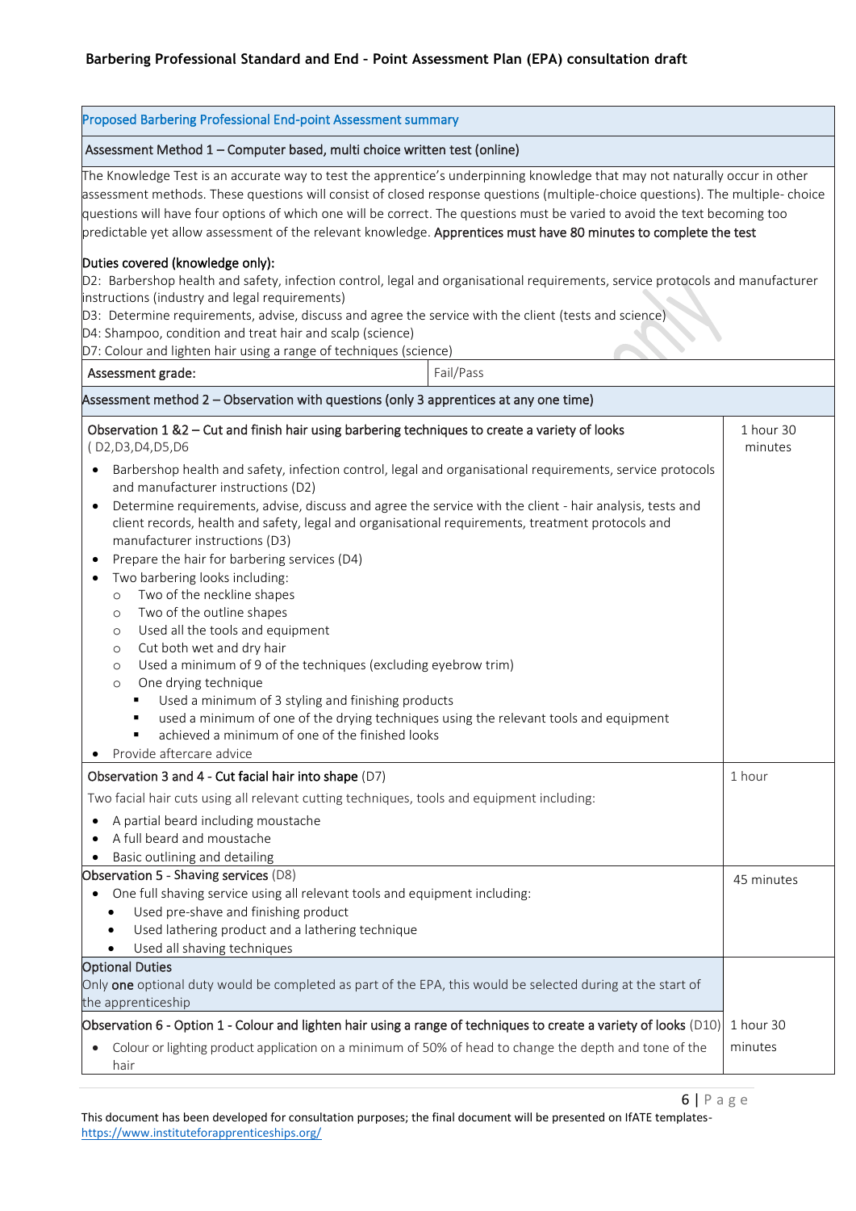| Proposed Barbering Professional End-point Assessment summary | |
|---|---|
| Assessment Method 1 – Computer based, multi choice written test (online) | |
| The Knowledge Test is an accurate way to test the apprentice's underpinning knowledge that may not naturally occur in other assessment methods. These questions will consist of closed response questions (multiple-choice questions). The multiple- choice questions will have four options of which one will be correct. The questions must be varied to avoid the text becoming too predictable yet allow assessment of the relevant knowledge. **Apprentices must have 80 minutes to complete the test**<br><br>Duties covered (knowledge only):<br>D2: Barbershop health and safety, infection control, legal and organisational requirements, service protocols and manufacturer instructions (industry and legal requirements)<br>D3: Determine requirements, advise, discuss and agree the service with the client (tests and science)<br>D4: Shampoo, condition and treat hair and scalp (science)<br>D7: Colour and lighten hair using a range of techniques (science) | |
| Assessment grade: | Fail/Pass |
| Assessment method 2 – Observation with questions (only 3 apprentices at any one time) | |
| Observation 1 &2 – Cut and finish hair using barbering techniques to create a variety of looks ( D2,D3,D4,D5,D6<br>• Barbershop health and safety, infection control, legal and organisational requirements, service protocols and manufacturer instructions (D2)<br>• Determine requirements, advise, discuss and agree the service with the client - hair analysis, tests and client records, health and safety, legal and organisational requirements, treatment protocols and manufacturer instructions (D3)<br>• Prepare the hair for barbering services (D4)<br>• Two barbering looks including:<br>  ○ Two of the neckline shapes<br>  ○ Two of the outline shapes<br>  ○ Used all the tools and equipment<br>  ○ Cut both wet and dry hair<br>  ○ Used a minimum of 9 of the techniques (excluding eyebrow trim)<br>  ○ One drying technique<br>    ▪ Used a minimum of 3 styling and finishing products<br>    ▪ used a minimum of one of the drying techniques using the relevant tools and equipment<br>    ▪ achieved a minimum of one of the finished looks<br>• Provide aftercare advice | 1 hour 30 minutes |
| Observation 3 and 4 - Cut facial hair into shape (D7)<br>Two facial hair cuts using all relevant cutting techniques, tools and equipment including:<br>• A partial beard including moustache<br>• A full beard and moustache<br>• Basic outlining and detailing | 1 hour |
| Observation 5 - Shaving services (D8)<br>• One full shaving service using all relevant tools and equipment including:<br>  • Used pre-shave and finishing product<br>  • Used lathering product and a lathering technique<br>  • Used all shaving techniques | 45 minutes |
| Optional Duties<br>Only **one** optional duty would be completed as part of the EPA, this would be selected during at the start of the apprenticeship | |
| Observation 6 - Option 1 - Colour and lighten hair using a range of techniques to create a variety of looks (D10)<br>• Colour or lighting product application on a minimum of 50% of head to change the depth and tone of the hair | 1 hour 30 minutes |

This document has been developed for consultation purposes; the final document will be presented on IfATE templates- https://www.instituteforapprenticeships.org/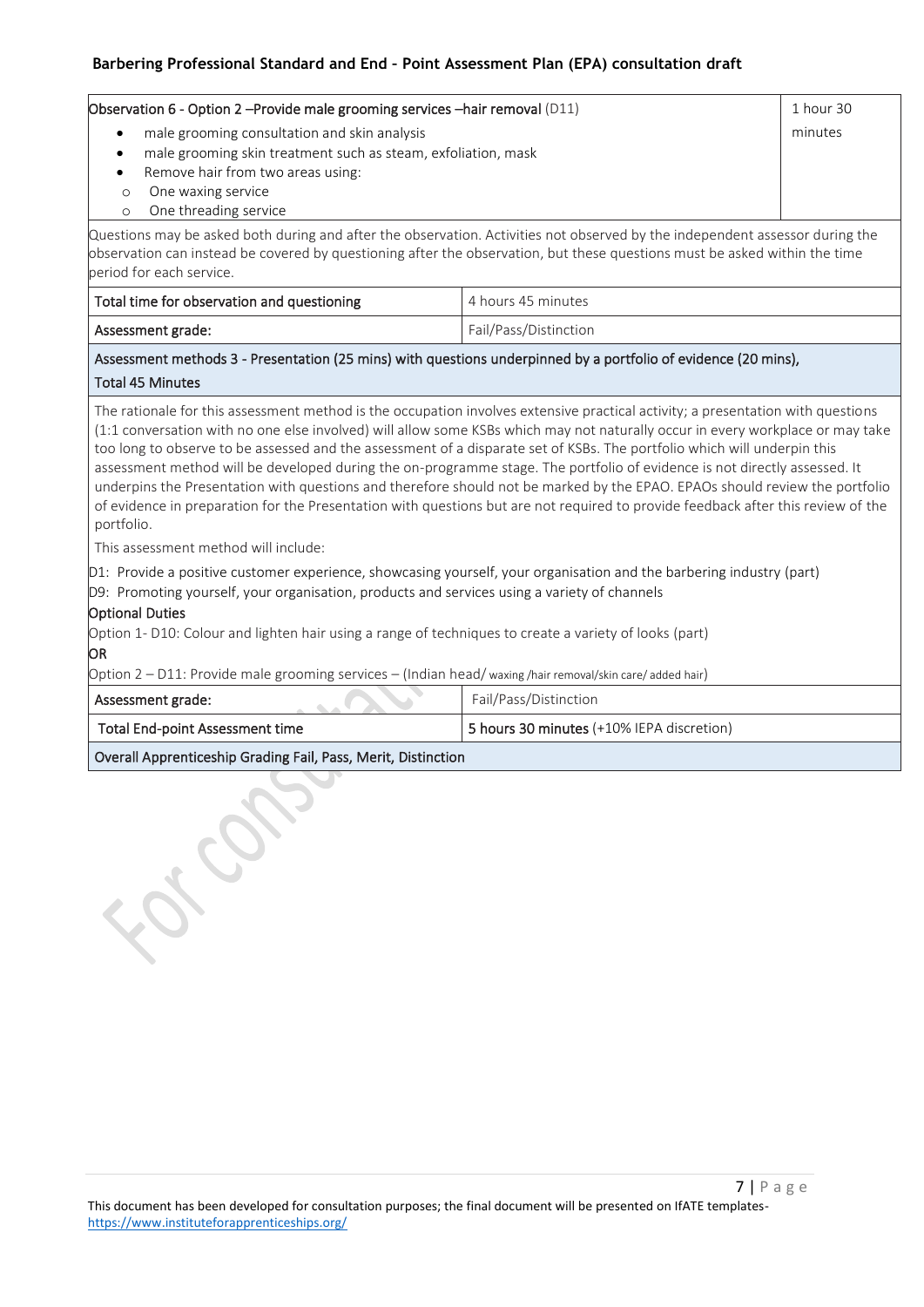| | |
|---|---|
| Observation 6 - Option 2 –Provide male grooming services –hair removal (D11)<br>• male grooming consultation and skin analysis<br>• male grooming skin treatment such as steam, exfoliation, mask<br>• Remove hair from two areas using:<br>  ○ One waxing service<br>  ○ One threading service | 1 hour 30 minutes |

Questions may be asked both during and after the observation. Activities not observed by the independent assessor during the observation can instead be covered by questioning after the observation, but these questions must be asked within the time period for each service.

| | |
|---|---|
| Total time for observation and questioning | 4 hours 45 minutes |
| Assessment grade: | Fail/Pass/Distinction |

**Assessment methods 3 - Presentation (25 mins) with questions underpinned by a portfolio of evidence (20 mins), Total 45 Minutes**

The rationale for this assessment method is the occupation involves extensive practical activity; a presentation with questions (1:1 conversation with no one else involved) will allow some KSBs which may not naturally occur in every workplace or may take too long to observe to be assessed and the assessment of a disparate set of KSBs. The portfolio which will underpin this assessment method will be developed during the on-programme stage. The portfolio of evidence is not directly assessed. It underpins the Presentation with questions and therefore should not be marked by the EPAO. EPAOs should review the portfolio of evidence in preparation for the Presentation with questions but are not required to provide feedback after this review of the portfolio.

This assessment method will include:

D1: Provide a positive customer experience, showcasing yourself, your organisation and the barbering industry (part)

D9: Promoting yourself, your organisation, products and services using a variety of channels

**Optional Duties**

Option 1- D10: Colour and lighten hair using a range of techniques to create a variety of looks (part)

**OR**

Option 2 – D11: Provide male grooming services – (Indian head/ waxing /hair removal/skin care/ added hair)

| | |
|---|---|
| Assessment grade: | Fail/Pass/Distinction |
| Total End-point Assessment time | **5 hours 30 minutes** (+10% IEPA discretion) |

**Overall Apprenticeship Grading Fail, Pass, Merit, Distinction**

This document has been developed for consultation purposes; the final document will be presented on IfATE templates- https://www.instituteforapprenticeships.org/